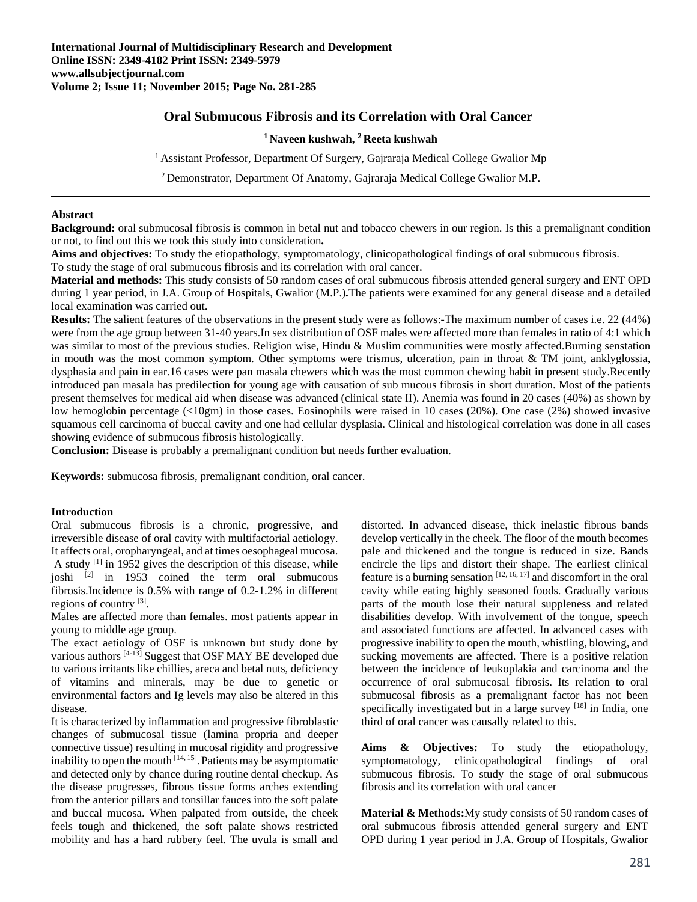# Oral Submucous Fibrosis and its Correlation with Oral Cancer

**[1] Naveen kushwah, [2] Reeta kushwah**

[1] Assistant Professor, Department Of Surgery, Gajraraja Medical College Gwalior Mp

[2] Demonstrator, Department Of Anatomy, Gajraraja Medical College Gwalior M.P.

---

## Abstract

**Background:** oral submucosal fibrosis is common in betal nut and tobacco chewers in our region. Is this a premalignant condition or not, to find out this we took this study into consideration**.**

**Aims and objectives:** To study the etiopathology, symptomatology, clinicopathological findings of oral submucous fibrosis.
To study the stage of oral submucous fibrosis and its correlation with oral cancer.

**Material and methods:** This study consists of 50 random cases of oral submucous fibrosis attended general surgery and ENT OPD during 1 year period, in J.A. Group of Hospitals, Gwalior (M.P.)**.**The patients were examined for any general disease and a detailed local examination was carried out.

**Results:** The salient features of the observations in the present study were as follows:-The maximum number of cases i.e. 22 (44%) were from the age group between 31-40 years.In sex distribution of OSF males were affected more than females in ratio of 4:1 which was similar to most of the previous studies. Religion wise, Hindu & Muslim communities were mostly affected.Burning senstation in mouth was the most common symptom. Other symptoms were trismus, ulceration, pain in throat & TM joint, anklyglossia, dysphasia and pain in ear.16 cases were pan masala chewers which was the most common chewing habit in present study.Recently introduced pan masala has predilection for young age with causation of sub mucous fibrosis in short duration. Most of the patients present themselves for medical aid when disease was advanced (clinical state II). Anemia was found in 20 cases (40%) as shown by low hemoglobin percentage (<10gm) in those cases. Eosinophils were raised in 10 cases (20%). One case (2%) showed invasive squamous cell carcinoma of buccal cavity and one had cellular dysplasia. Clinical and histological correlation was done in all cases showing evidence of submucous fibrosis histologically.

**Conclusion:** Disease is probably a premalignant condition but needs further evaluation.

**Keywords:** submucosa fibrosis, premalignant condition, oral cancer.

---

## Introduction

Oral submucous fibrosis is a chronic, progressive, and irreversible disease of oral cavity with multifactorial aetiology. It affects oral, oropharyngeal, and at times oesophageal mucosa. A study [1] in 1952 gives the description of this disease, while joshi [2] in 1953 coined the term oral submucous fibrosis.Incidence is 0.5% with range of 0.2-1.2% in different regions of country [3].

Males are affected more than females. most patients appear in young to middle age group.

The exact aetiology of OSF is unknown but study done by various authors [4-13] Suggest that OSF MAY BE developed due to various irritants like chillies, areca and betal nuts, deficiency of vitamins and minerals, may be due to genetic or environmental factors and Ig levels may also be altered in this disease.

It is characterized by inflammation and progressive fibroblastic changes of submucosal tissue (lamina propria and deeper connective tissue) resulting in mucosal rigidity and progressive inability to open the mouth [14, 15]. Patients may be asymptomatic and detected only by chance during routine dental checkup. As the disease progresses, fibrous tissue forms arches extending from the anterior pillars and tonsillar fauces into the soft palate and buccal mucosa. When palpated from outside, the cheek feels tough and thickened, the soft palate shows restricted mobility and has a hard rubbery feel. The uvula is small and distorted. In advanced disease, thick inelastic fibrous bands develop vertically in the cheek. The floor of the mouth becomes pale and thickened and the tongue is reduced in size. Bands encircle the lips and distort their shape. The earliest clinical feature is a burning sensation [12, 16, 17] and discomfort in the oral cavity while eating highly seasoned foods. Gradually various parts of the mouth lose their natural suppleness and related disabilities develop. With involvement of the tongue, speech and associated functions are affected. In advanced cases with progressive inability to open the mouth, whistling, blowing, and sucking movements are affected. There is a positive relation between the incidence of leukoplakia and carcinoma and the occurrence of oral submucosal fibrosis. Its relation to oral submucosal fibrosis as a premalignant factor has not been specifically investigated but in a large survey [18] in India, one third of oral cancer was causally related to this.

**Aims & Objectives:** To study the etiopathology, symptomatology, clinicopathological findings of oral submucous fibrosis. To study the stage of oral submucous fibrosis and its correlation with oral cancer

**Material & Methods:**My study consists of 50 random cases of oral submucous fibrosis attended general surgery and ENT OPD during 1 year period in J.A. Group of Hospitals, Gwalior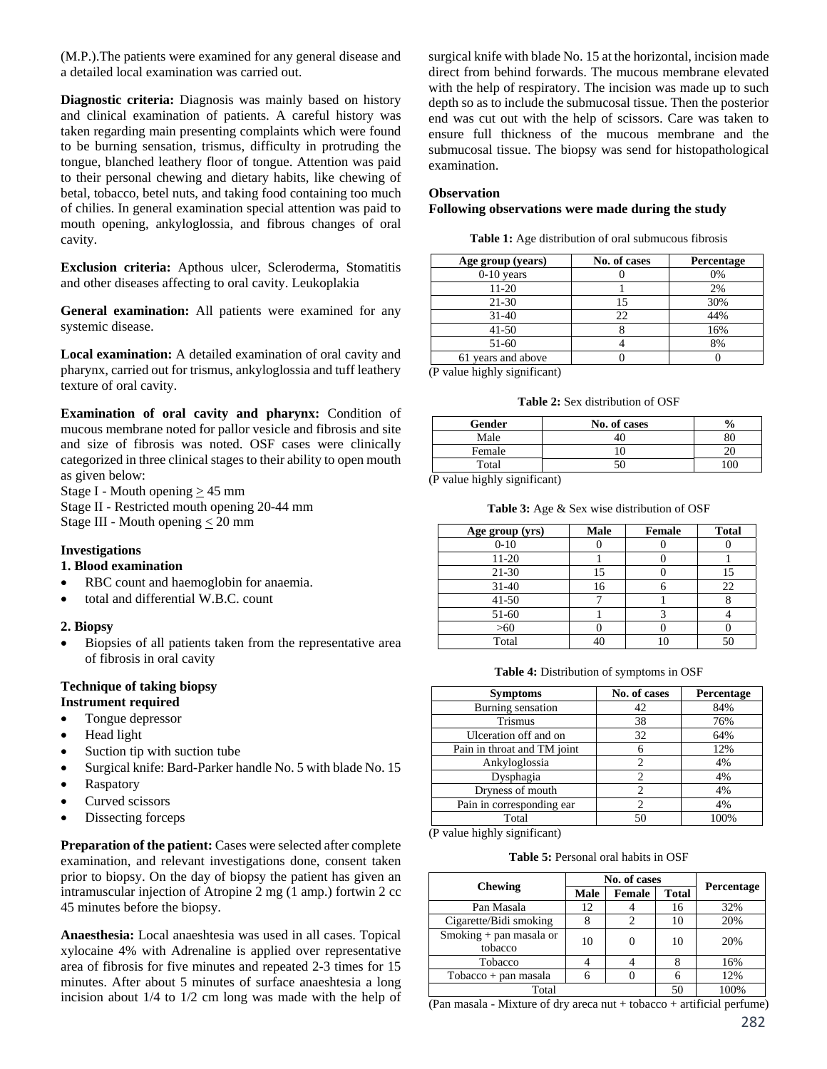(M.P.).The patients were examined for any general disease and a detailed local examination was carried out.

**Diagnostic criteria:** Diagnosis was mainly based on history and clinical examination of patients. A careful history was taken regarding main presenting complaints which were found to be burning sensation, trismus, difficulty in protruding the tongue, blanched leathery floor of tongue. Attention was paid to their personal chewing and dietary habits, like chewing of betal, tobacco, betel nuts, and taking food containing too much of chilies. In general examination special attention was paid to mouth opening, ankyloglossia, and fibrous changes of oral cavity.

**Exclusion criteria:** Apthous ulcer, Scleroderma, Stomatitis and other diseases affecting to oral cavity. Leukoplakia

**General examination:** All patients were examined for any systemic disease.

**Local examination:** A detailed examination of oral cavity and pharynx, carried out for trismus, ankyloglossia and tuff leathery texture of oral cavity.

**Examination of oral cavity and pharynx:** Condition of mucous membrane noted for pallor vesicle and fibrosis and site and size of fibrosis was noted. OSF cases were clinically categorized in three clinical stages to their ability to open mouth as given below:

Stage I - Mouth opening $\geq$ 45 mm
Stage II - Restricted mouth opening 20-44 mm
Stage III - Mouth opening $\leq$ 20 mm

**Investigations**

**1. Blood examination**

- RBC count and haemoglobin for anaemia.
- total and differential W.B.C. count

**2. Biopsy**

- Biopsies of all patients taken from the representative area of fibrosis in oral cavity

**Technique of taking biopsy**

**Instrument required**

- Tongue depressor
- Head light
- Suction tip with suction tube
- Surgical knife: Bard-Parker handle No. 5 with blade No. 15
- Raspatory
- Curved scissors
- Dissecting forceps

**Preparation of the patient:** Cases were selected after complete examination, and relevant investigations done, consent taken prior to biopsy. On the day of biopsy the patient has given an intramuscular injection of Atropine 2 mg (1 amp.) fortwin 2 cc 45 minutes before the biopsy.

**Anaesthesia:** Local anaeshtesia was used in all cases. Topical xylocaine 4% with Adrenaline is applied over representative area of fibrosis for five minutes and repeated 2-3 times for 15 minutes. After about 5 minutes of surface anaeshtesia a long incision about 1/4 to 1/2 cm long was made with the help of surgical knife with blade No. 15 at the horizontal, incision made direct from behind forwards. The mucous membrane elevated with the help of respiratory. The incision was made up to such depth so as to include the submucosal tissue. Then the posterior end was cut out with the help of scissors. Care was taken to ensure full thickness of the mucous membrane and the submucosal tissue. The biopsy was send for histopathological examination.

**Observation**

**Following observations were made during the study**

**Table 1:** Age distribution of oral submucous fibrosis

| Age group (years) | No. of cases | Percentage |
|---|---|---|
| 0-10 years | 0 | 0% |
| 11-20 | 1 | 2% |
| 21-30 | 15 | 30% |
| 31-40 | 22 | 44% |
| 41-50 | 8 | 16% |
| 51-60 | 4 | 8% |
| 61 years and above | 0 | 0 |

(P value highly significant)

**Table 2:** Sex distribution of OSF

| Gender | No. of cases | % |
|---|---|---|
| Male | 40 | 80 |
| Female | 10 | 20 |
| Total | 50 | 100 |

(P value highly significant)

**Table 3:** Age & Sex wise distribution of OSF

| Age group (yrs) | Male | Female | Total |
|---|---|---|---|
| 0-10 | 0 | 0 | 0 |
| 11-20 | 1 | 0 | 1 |
| 21-30 | 15 | 0 | 15 |
| 31-40 | 16 | 6 | 22 |
| 41-50 | 7 | 1 | 8 |
| 51-60 | 1 | 3 | 4 |
| >60 | 0 | 0 | 0 |
| Total | 40 | 10 | 50 |

**Table 4:** Distribution of symptoms in OSF

| Symptoms | No. of cases | Percentage |
|---|---|---|
| Burning sensation | 42 | 84% |
| Trismus | 38 | 76% |
| Ulceration off and on | 32 | 64% |
| Pain in throat and TM joint | 6 | 12% |
| Ankyloglossia | 2 | 4% |
| Dysphagia | 2 | 4% |
| Dryness of mouth | 2 | 4% |
| Pain in corresponding ear | 2 | 4% |
| Total | 50 | 100% |

(P value highly significant)

**Table 5:** Personal oral habits in OSF

| Chewing | No. of cases | | | Percentage |
|---|---|---|---|---|
| | Male | Female | Total | |
| Pan Masala | 12 | 4 | 16 | 32% |
| Cigarette/Bidi smoking | 8 | 2 | 10 | 20% |
| Smoking + pan masala or tobacco | 10 | 0 | 10 | 20% |
| Tobacco | 4 | 4 | 8 | 16% |
| Tobacco + pan masala | 6 | 0 | 6 | 12% |
| Total | | | 50 | 100% |

(Pan masala - Mixture of dry areca nut + tobacco + artificial perfume)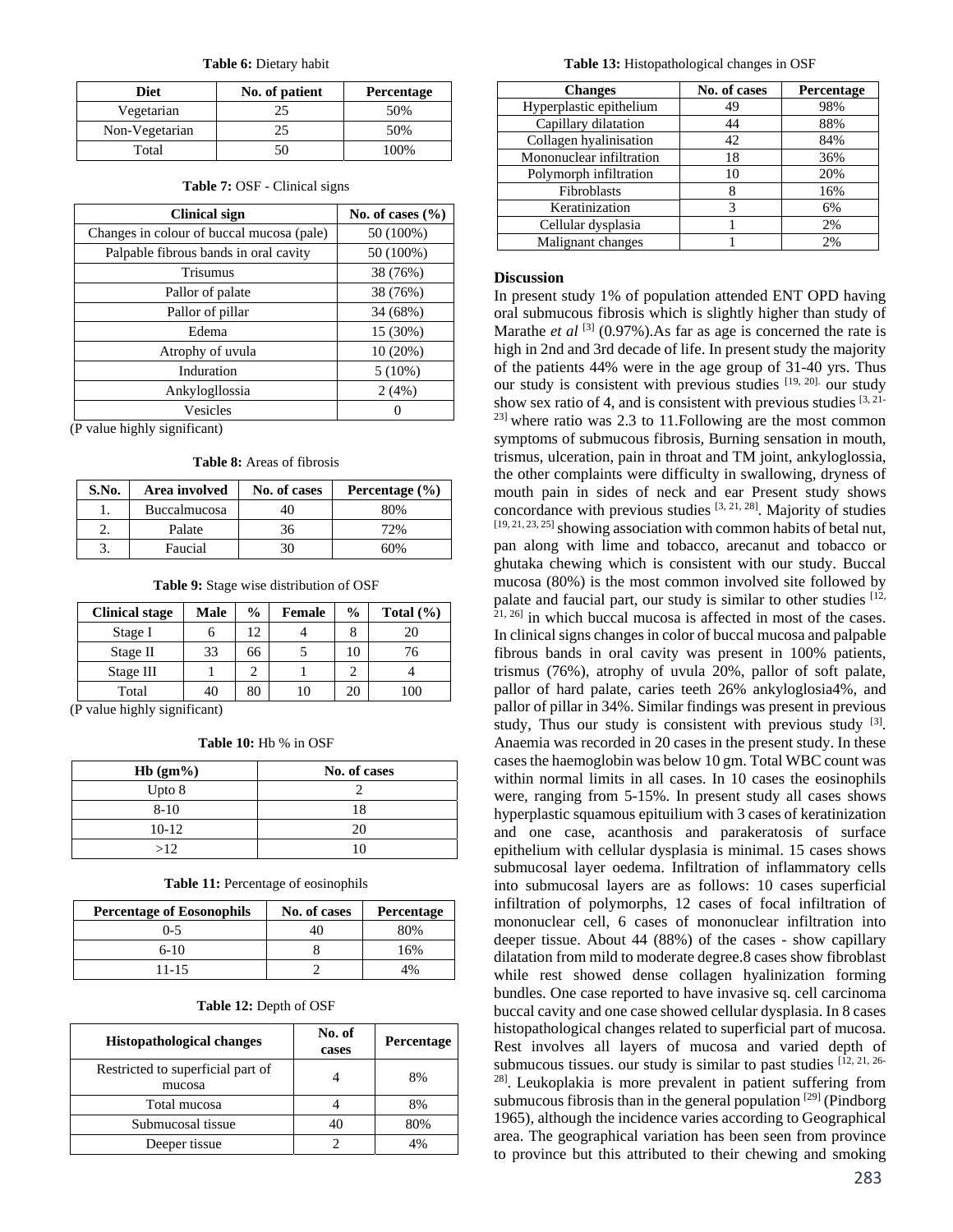**Table 6:** Dietary habit

| Diet | No. of patient | Percentage |
|---|---|---|
| Vegetarian | 25 | 50% |
| Non-Vegetarian | 25 | 50% |
| Total | 50 | 100% |

**Table 7:** OSF - Clinical signs

| Clinical sign | No. of cases (%) |
|---|---|
| Changes in colour of buccal mucosa (pale) | 50 (100%) |
| Palpable fibrous bands in oral cavity | 50 (100%) |
| Trisumus | 38 (76%) |
| Pallor of palate | 38 (76%) |
| Pallor of pillar | 34 (68%) |
| Edema | 15 (30%) |
| Atrophy of uvula | 10 (20%) |
| Induration | 5 (10%) |
| Ankylogllossia | 2 (4%) |
| Vesicles | 0 |

(P value highly significant)

**Table 8:** Areas of fibrosis

| S.No. | Area involved | No. of cases | Percentage (%) |
|---|---|---|---|
| 1. | Buccalmucosa | 40 | 80% |
| 2. | Palate | 36 | 72% |
| 3. | Faucial | 30 | 60% |

**Table 9:** Stage wise distribution of OSF

| Clinical stage | Male | % | Female | % | Total (%) |
|---|---|---|---|---|---|
| Stage I | 6 | 12 | 4 | 8 | 20 |
| Stage II | 33 | 66 | 5 | 10 | 76 |
| Stage III | 1 | 2 | 1 | 2 | 4 |
| Total | 40 | 80 | 10 | 20 | 100 |

(P value highly significant)

**Table 10:** Hb % in OSF

| Hb (gm%) | No. of cases |
|---|---|
| Upto 8 | 2 |
| 8-10 | 18 |
| 10-12 | 20 |
| >12 | 10 |

**Table 11:** Percentage of eosinophils

| Percentage of Eosonophils | No. of cases | Percentage |
|---|---|---|
| 0-5 | 40 | 80% |
| 6-10 | 8 | 16% |
| 11-15 | 2 | 4% |

**Table 12:** Depth of OSF

| Histopathological changes | No. of cases | Percentage |
|---|---|---|
| Restricted to superficial part of mucosa | 4 | 8% |
| Total mucosa | 4 | 8% |
| Submucosal tissue | 40 | 80% |
| Deeper tissue | 2 | 4% |

**Table 13:** Histopathological changes in OSF

| Changes | No. of cases | Percentage |
|---|---|---|
| Hyperplastic epithelium | 49 | 98% |
| Capillary dilatation | 44 | 88% |
| Collagen hyalinisation | 42 | 84% |
| Mononuclear infiltration | 18 | 36% |
| Polymorph infiltration | 10 | 20% |
| Fibroblasts | 8 | 16% |
| Keratinization | 3 | 6% |
| Cellular dysplasia | 1 | 2% |
| Malignant changes | 1 | 2% |

## Discussion

In present study 1% of population attended ENT OPD having oral submucous fibrosis which is slightly higher than study of Marathe *et al* [3] (0.97%).As far as age is concerned the rate is high in 2nd and 3rd decade of life. In present study the majority of the patients 44% were in the age group of 31-40 yrs. Thus our study is consistent with previous studies [19, 20]. our study show sex ratio of 4, and is consistent with previous studies [3, 21-23] where ratio was 2.3 to 11.Following are the most common symptoms of submucous fibrosis, Burning sensation in mouth, trismus, ulceration, pain in throat and TM joint, ankyloglossia, the other complaints were difficulty in swallowing, dryness of mouth pain in sides of neck and ear Present study shows concordance with previous studies [3, 21, 28]. Majority of studies [19, 21, 23, 25] showing association with common habits of betal nut, pan along with lime and tobacco, arecanut and tobacco or ghutaka chewing which is consistent with our study. Buccal mucosa (80%) is the most common involved site followed by palate and faucial part, our study is similar to other studies [12, 21, 26] in which buccal mucosa is affected in most of the cases. In clinical signs changes in color of buccal mucosa and palpable fibrous bands in oral cavity was present in 100% patients, trismus (76%), atrophy of uvula 20%, pallor of soft palate, pallor of hard palate, caries teeth 26% ankyloglosia4%, and pallor of pillar in 34%. Similar findings was present in previous study, Thus our study is consistent with previous study [3]. Anaemia was recorded in 20 cases in the present study. In these cases the haemoglobin was below 10 gm. Total WBC count was within normal limits in all cases. In 10 cases the eosinophils were, ranging from 5-15%. In present study all cases shows hyperplastic squamous epituilium with 3 cases of keratinization and one case, acanthosis and parakeratosis of surface epithelium with cellular dysplasia is minimal. 15 cases shows submucosal layer oedema. Infiltration of inflammatory cells into submucosal layers are as follows: 10 cases superficial infiltration of polymorphs, 12 cases of focal infiltration of mononuclear cell, 6 cases of mononuclear infiltration into deeper tissue. About 44 (88%) of the cases - show capillary dilatation from mild to moderate degree.8 cases show fibroblast while rest showed dense collagen hyalinization forming bundles. One case reported to have invasive sq. cell carcinoma buccal cavity and one case showed cellular dysplasia. In 8 cases histopathological changes related to superficial part of mucosa. Rest involves all layers of mucosa and varied depth of submucous tissues. our study is similar to past studies [12, 21, 26-28]. Leukoplakia is more prevalent in patient suffering from submucous fibrosis than in the general population [29] (Pindborg 1965), although the incidence varies according to Geographical area. The geographical variation has been seen from province to province but this attributed to their chewing and smoking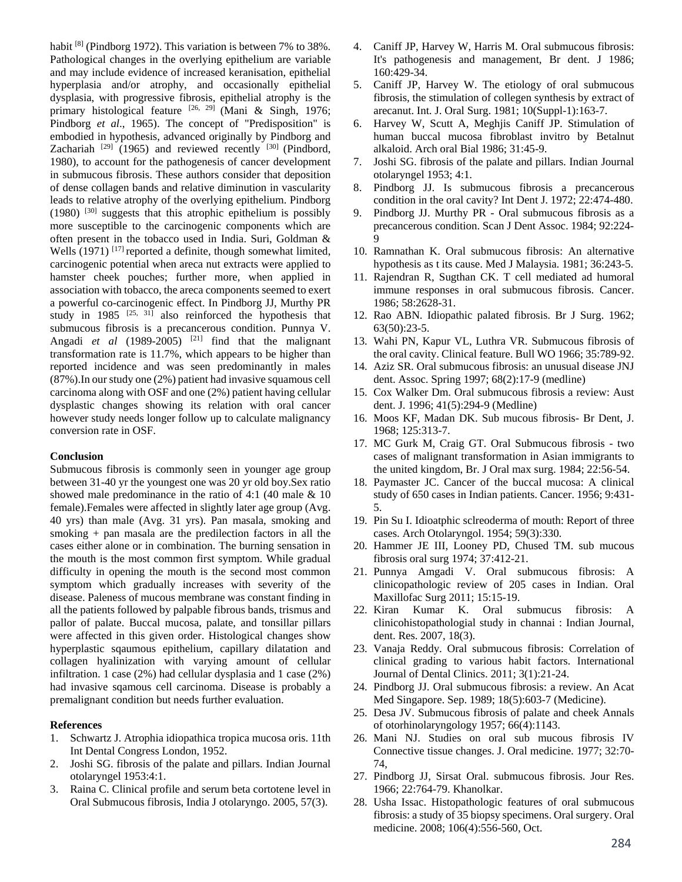habit [8] (Pindborg 1972). This variation is between 7% to 38%. Pathological changes in the overlying epithelium are variable and may include evidence of increased keranisation, epithelial hyperplasia and/or atrophy, and occasionally epithelial dysplasia, with progressive fibrosis, epithelial atrophy is the primary histological feature [26, 29] (Mani & Singh, 1976; Pindborg *et al*., 1965). The concept of "Predisposition" is embodied in hypothesis, advanced originally by Pindborg and Zachariah [29] (1965) and reviewed recently [30] (Pindbord, 1980), to account for the pathogenesis of cancer development in submucous fibrosis. These authors consider that deposition of dense collagen bands and relative diminution in vascularity leads to relative atrophy of the overlying epithelium. Pindborg (1980) [30] suggests that this atrophic epithelium is possibly more susceptible to the carcinogenic components which are often present in the tobacco used in India. Suri, Goldman & Wells (1971) [17] reported a definite, though somewhat limited, carcinogenic potential when areca nut extracts were applied to hamster cheek pouches; further more, when applied in association with tobacco, the areca components seemed to exert a powerful co-carcinogenic effect. In Pindborg JJ, Murthy PR study in 1985 [25, 31] also reinforced the hypothesis that submucous fibrosis is a precancerous condition. Punnya V. Angadi *et al* (1989-2005) [21] find that the malignant transformation rate is 11.7%, which appears to be higher than reported incidence and was seen predominantly in males (87%).In our study one (2%) patient had invasive squamous cell carcinoma along with OSF and one (2%) patient having cellular dysplastic changes showing its relation with oral cancer however study needs longer follow up to calculate malignancy conversion rate in OSF.

**Conclusion**

Submucous fibrosis is commonly seen in younger age group between 31-40 yr the youngest one was 20 yr old boy.Sex ratio showed male predominance in the ratio of 4:1 (40 male & 10 female).Females were affected in slightly later age group (Avg. 40 yrs) than male (Avg. 31 yrs). Pan masala, smoking and smoking + pan masala are the predilection factors in all the cases either alone or in combination. The burning sensation in the mouth is the most common first symptom. While gradual difficulty in opening the mouth is the second most common symptom which gradually increases with severity of the disease. Paleness of mucous membrane was constant finding in all the patients followed by palpable fibrous bands, trismus and pallor of palate. Buccal mucosa, palate, and tonsillar pillars were affected in this given order. Histological changes show hyperplastic sqaumous epithelium, capillary dilatation and collagen hyalinization with varying amount of cellular infiltration. 1 case (2%) had cellular dysplasia and 1 case (2%) had invasive sqamous cell carcinoma. Disease is probably a premalignant condition but needs further evaluation.

**References**

1. Schwartz J. Atrophia idiopathica tropica mucosa oris. 11th Int Dental Congress London, 1952.
2. Joshi SG. fibrosis of the palate and pillars. Indian Journal otolaryngel 1953:4:1.
3. Raina C. Clinical profile and serum beta cortotene level in Oral Submucous fibrosis, India J otolaryngo. 2005, 57(3).
4. Caniff JP, Harvey W, Harris M. Oral submucous fibrosis: It's pathogenesis and management, Br dent. J 1986; 160:429-34.
5. Caniff JP, Harvey W. The etiology of oral submucous fibrosis, the stimulation of collegen synthesis by extract of arecanut. Int. J. Oral Surg. 1981; 10(Suppl-1):163-7.
6. Harvey W, Scutt A, Meghjis Caniff JP. Stimulation of human buccal mucosa fibroblast invitro by Betalnut alkaloid. Arch oral Bial 1986; 31:45-9.
7. Joshi SG. fibrosis of the palate and pillars. Indian Journal otolaryngel 1953; 4:1.
8. Pindborg JJ. Is submucous fibrosis a precancerous condition in the oral cavity? Int Dent J. 1972; 22:474-480.
9. Pindborg JJ. Murthy PR - Oral submucous fibrosis as a precancerous condition. Scan J Dent Assoc. 1984; 92:224-9
10. Ramnathan K. Oral submucous fibrosis: An alternative hypothesis as t its cause. Med J Malaysia. 1981; 36:243-5.
11. Rajendran R, Sugthan CK. T cell mediated ad humoral immune responses in oral submucous fibrosis. Cancer. 1986; 58:2628-31.
12. Rao ABN. Idiopathic palated fibrosis. Br J Surg. 1962; 63(50):23-5.
13. Wahi PN, Kapur VL, Luthra VR. Submucous fibrosis of the oral cavity. Clinical feature. Bull WO 1966; 35:789-92.
14. Aziz SR. Oral submucous fibrosis: an unusual disease JNJ dent. Assoc. Spring 1997; 68(2):17-9 (medline)
15. Cox Walker Dm. Oral submucous fibrosis a review: Aust dent. J. 1996; 41(5):294-9 (Medline)
16. Moos KF, Madan DK. Sub mucous fibrosis- Br Dent, J. 1968; 125:313-7.
17. MC Gurk M, Craig GT. Oral Submucous fibrosis - two cases of malignant transformation in Asian immigrants to the united kingdom, Br. J Oral max surg. 1984; 22:56-54.
18. Paymaster JC. Cancer of the buccal mucosa: A clinical study of 650 cases in Indian patients. Cancer. 1956; 9:431-5.
19. Pin Su I. Idioatphic sclreoderma of mouth: Report of three cases. Arch Otolaryngol. 1954; 59(3):330.
20. Hammer JE III, Looney PD, Chused TM. sub mucous fibrosis oral surg 1974; 37:412-21.
21. Punnya Amgadi V. Oral submucous fibrosis: A clinicopathologic review of 205 cases in Indian. Oral Maxillofac Surg 2011; 15:15-19.
22. Kiran Kumar K. Oral submucus fibrosis: A clinicohistopathologial study in channai : Indian Journal, dent. Res. 2007, 18(3).
23. Vanaja Reddy. Oral submucous fibrosis: Correlation of clinical grading to various habit factors. International Journal of Dental Clinics. 2011; 3(1):21-24.
24. Pindborg JJ. Oral submucous fibrosis: a review. An Acat Med Singapore. Sep. 1989; 18(5):603-7 (Medicine).
25. Desa JV. Submucous fibrosis of palate and cheek Annals of otorhinolaryngology 1957; 66(4):1143.
26. Mani NJ. Studies on oral sub mucous fibrosis IV Connective tissue changes. J. Oral medicine. 1977; 32:70-74,
27. Pindborg JJ, Sirsat Oral. submucous fibrosis. Jour Res. 1966; 22:764-79. Khanolkar.
28. Usha Issac. Histopathologic features of oral submucous fibrosis: a study of 35 biopsy specimens. Oral surgery. Oral medicine. 2008; 106(4):556-560, Oct.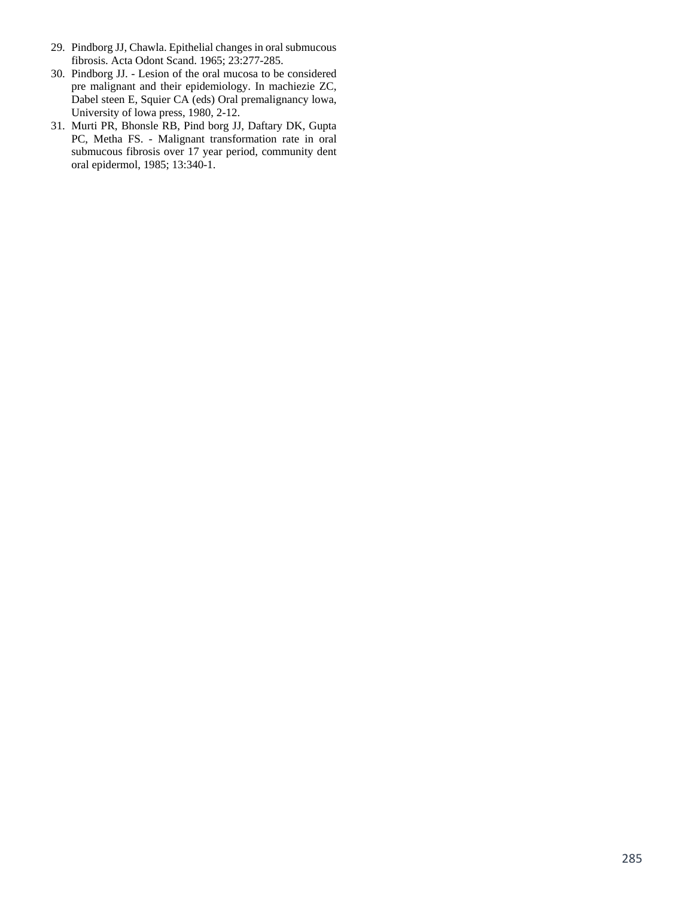29. Pindborg JJ, Chawla. Epithelial changes in oral submucous fibrosis. Acta Odont Scand. 1965; 23:277-285.
30. Pindborg JJ. - Lesion of the oral mucosa to be considered pre malignant and their epidemiology. In machiezie ZC, Dabel steen E, Squier CA (eds) Oral premalignancy lowa, University of lowa press, 1980, 2-12.
31. Murti PR, Bhonsle RB, Pind borg JJ, Daftary DK, Gupta PC, Metha FS. - Malignant transformation rate in oral submucous fibrosis over 17 year period, community dent oral epidermol, 1985; 13:340-1.